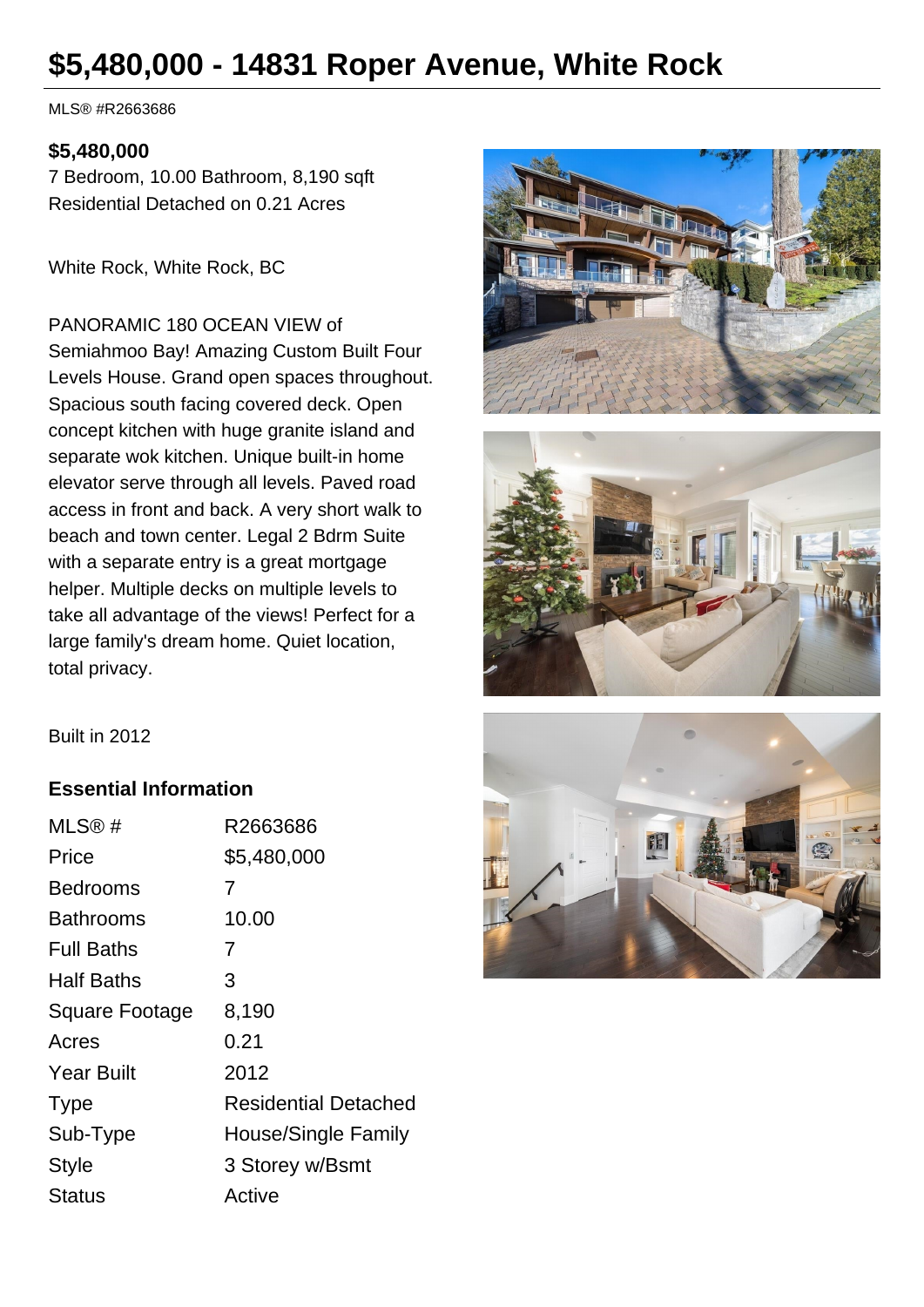# $5,480,000 - 14831 Roper Avenue, White Rock

MLS® #R2663686

**$5,480,000**

7 Bedroom, 10.00 Bathroom, 8,190 sqft

Residential Detached on 0.21 Acres

White Rock, White Rock, BC

PANORAMIC 180 OCEAN VIEW of Semiahmoo Bay! Amazing Custom Built Four Levels House. Grand open spaces throughout. Spacious south facing covered deck. Open concept kitchen with huge granite island and separate wok kitchen. Unique built-in home elevator serve through all levels. Paved road access in front and back. A very short walk to beach and town center. Legal 2 Bdrm Suite with a separate entry is a great mortgage helper. Multiple decks on multiple levels to take all advantage of the views! Perfect for a large family's dream home. Quiet location, total privacy.

Built in 2012

### Essential Information

| | |
|---|---|
| MLS® # | R2663686 |
| Price | $5,480,000 |
| Bedrooms | 7 |
| Bathrooms | 10.00 |
| Full Baths | 7 |
| Half Baths | 3 |
| Square Footage | 8,190 |
| Acres | 0.21 |
| Year Built | 2012 |
| Type | Residential Detached |
| Sub-Type | House/Single Family |
| Style | 3 Storey w/Bsmt |
| Status | Active |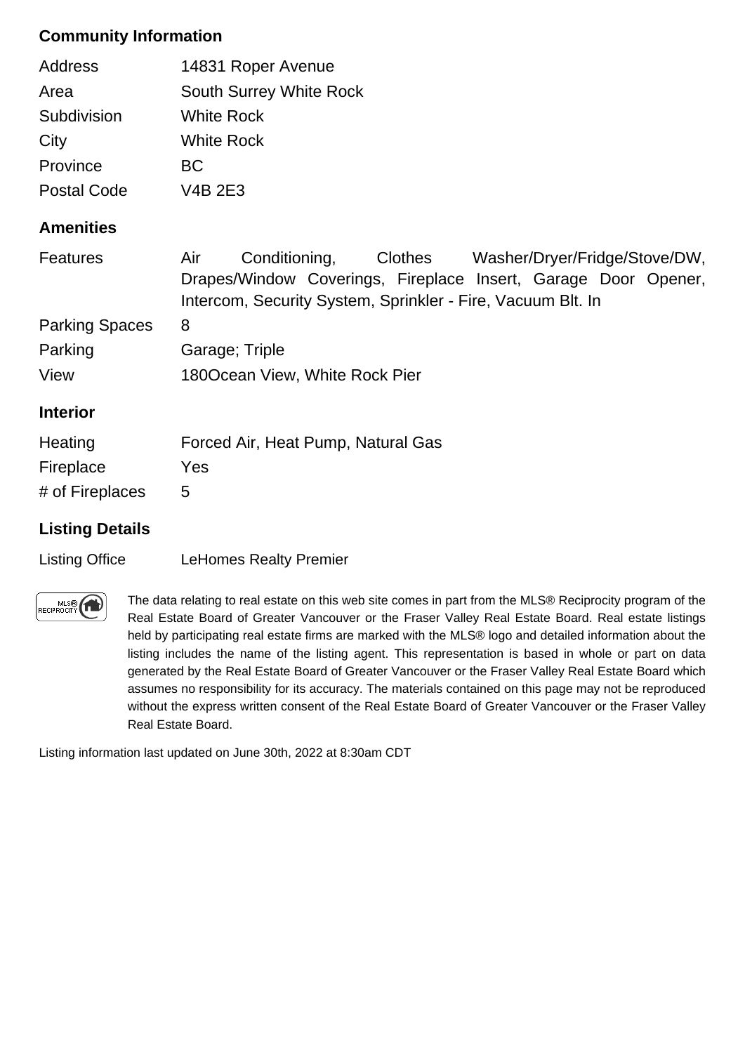## Community Information

| | |
|---|---|
| Address | 14831 Roper Avenue |
| Area | South Surrey White Rock |
| Subdivision | White Rock |
| City | White Rock |
| Province | BC |
| Postal Code | V4B 2E3 |

## Amenities

| | |
|---|---|
| Features | Air Conditioning, Clothes Washer/Dryer/Fridge/Stove/DW, Drapes/Window Coverings, Fireplace Insert, Garage Door Opener, Intercom, Security System, Sprinkler - Fire, Vacuum Blt. In |
| Parking Spaces | 8 |
| Parking | Garage; Triple |
| View | 180Ocean View, White Rock Pier |

## Interior

| | |
|---|---|
| Heating | Forced Air, Heat Pump, Natural Gas |
| Fireplace | Yes |
| # of Fireplaces | 5 |

## Listing Details

| | |
|---|---|
| Listing Office | LeHomes Realty Premier |

The data relating to real estate on this web site comes in part from the MLS® Reciprocity program of the Real Estate Board of Greater Vancouver or the Fraser Valley Real Estate Board. Real estate listings held by participating real estate firms are marked with the MLS® logo and detailed information about the listing includes the name of the listing agent. This representation is based in whole or part on data generated by the Real Estate Board of Greater Vancouver or the Fraser Valley Real Estate Board which assumes no responsibility for its accuracy. The materials contained on this page may not be reproduced without the express written consent of the Real Estate Board of Greater Vancouver or the Fraser Valley Real Estate Board.

Listing information last updated on June 30th, 2022 at 8:30am CDT